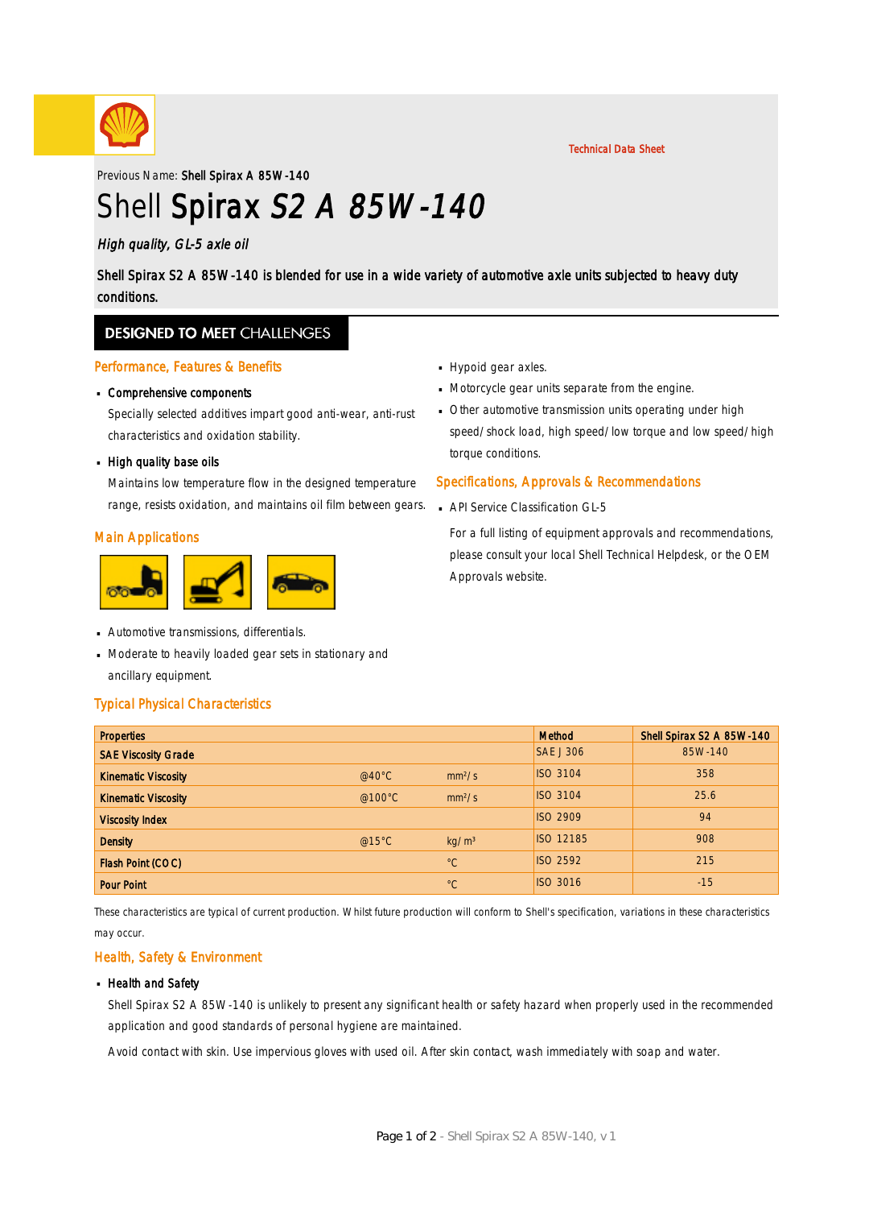Technical Data Sheet

Previous Name: **Shell Spirax A 85W-140**

# Shell **Spirax** *S2 A 85W-140*

*High quality, GL-5 axle oil*

**Shell Spirax S2 A 85W-140 is blended for use in a wide variety of automotive axle units subjected to heavy duty conditions.**

## DESIGNED TO MEET CHALLENGES

### Performance, Features & Benefits

- **Comprehensive components**

  Specially selected additives impart good anti-wear, anti-rust characteristics and oxidation stability.

- **High quality base oils**

  Maintains low temperature flow in the designed temperature range, resists oxidation, and maintains oil film between gears.

### Main Applications

- Automotive transmissions, differentials.
- Moderate to heavily loaded gear sets in stationary and ancillary equipment.
- Hypoid gear axles.
- Motorcycle gear units separate from the engine.
- Other automotive transmission units operating under high speed/shock load, high speed/low torque and low speed/high torque conditions.

### Specifications, Approvals & Recommendations

- API Service Classification GL-5

  For a full listing of equipment approvals and recommendations, please consult your local Shell Technical Helpdesk, or the OEM Approvals website.

### Typical Physical Characteristics

| Properties | | | Method | Shell Spirax S2 A 85W-140 |
|---|---|---|---|---|
| SAE Viscosity Grade | | | SAE J 306 | 85W-140 |
| Kinematic Viscosity | @40°C | mm²/s | ISO 3104 | 358 |
| Kinematic Viscosity | @100°C | mm²/s | ISO 3104 | 25.6 |
| Viscosity Index | | | ISO 2909 | 94 |
| Density | @15°C | kg/m³ | ISO 12185 | 908 |
| Flash Point (COC) | | °C | ISO 2592 | 215 |
| Pour Point | | °C | ISO 3016 | -15 |

These characteristics are typical of current production. Whilst future production will conform to Shell's specification, variations in these characteristics may occur.

### Health, Safety & Environment

- **Health and Safety**

  Shell Spirax S2 A 85W-140 is unlikely to present any significant health or safety hazard when properly used in the recommended application and good standards of personal hygiene are maintained.

  Avoid contact with skin. Use impervious gloves with used oil. After skin contact, wash immediately with soap and water.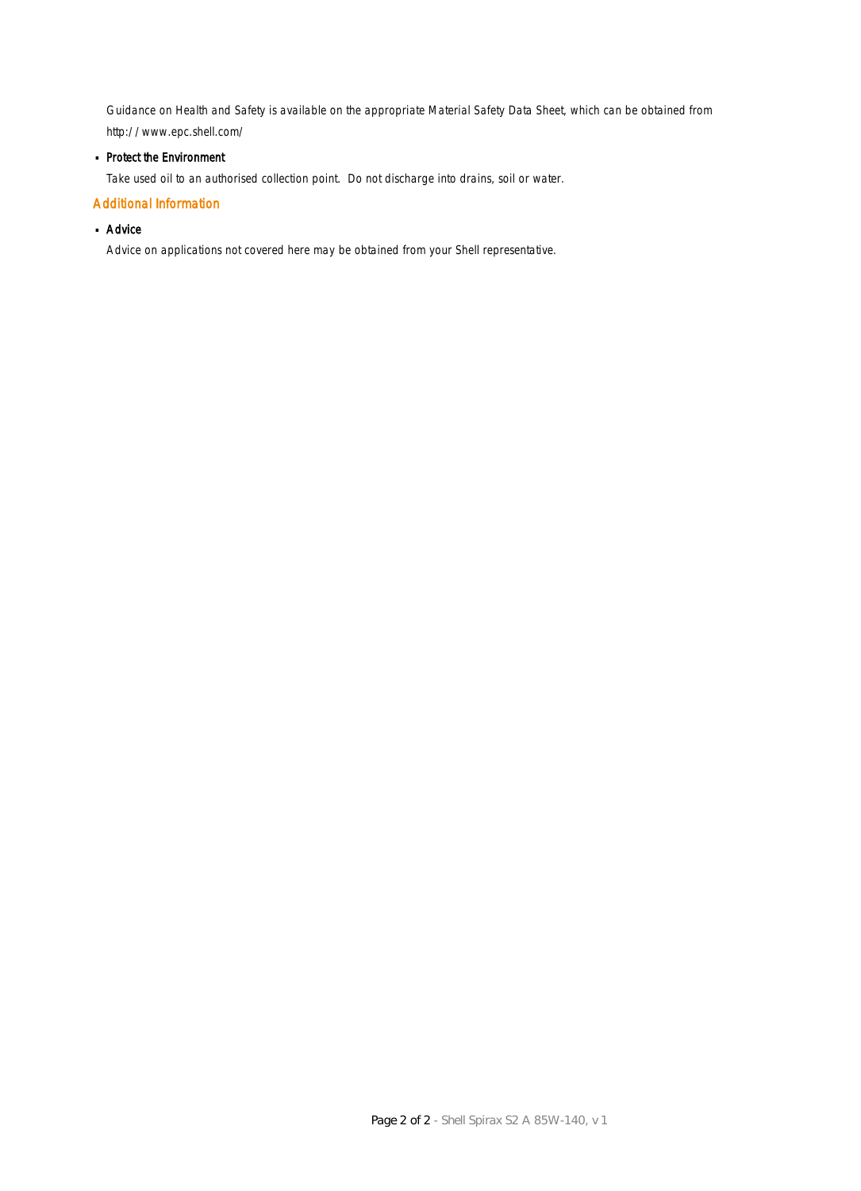Guidance on Health and Safety is available on the appropriate Material Safety Data Sheet, which can be obtained from http://www.epc.shell.com/

- Protect the Environment

  Take used oil to an authorised collection point. Do not discharge into drains, soil or water.

## Additional Information

- Advice

  Advice on applications not covered here may be obtained from your Shell representative.